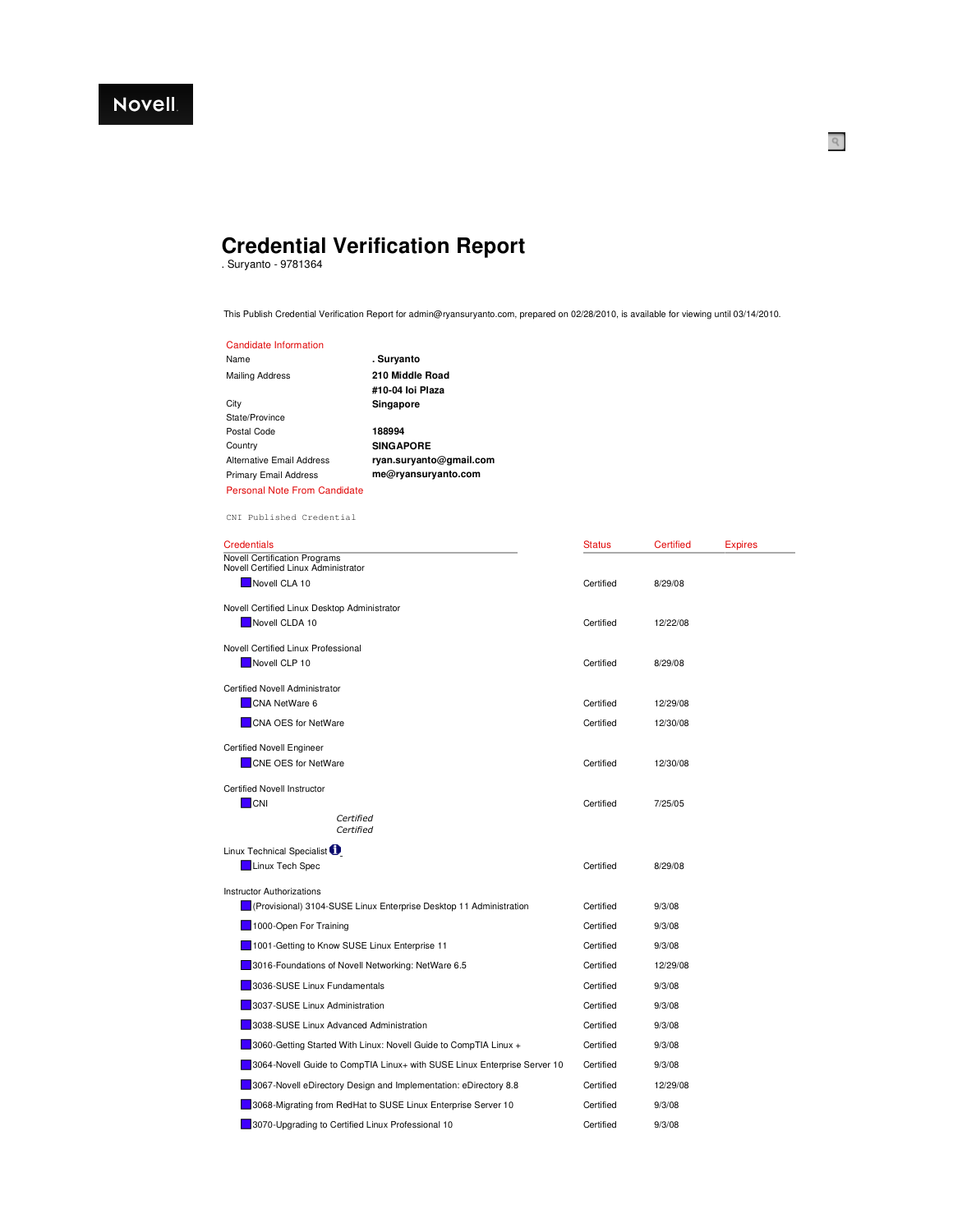Novell

# Credential Verification Report

. Suryanto - 9781364

This Publish Credential Verification Report for admin@ryansuryanto.com, prepared on 02/28/2010, is available for viewing until 03/14/2010.

## Candidate Information

| | |
|---|---|
| Name | **. Suryanto** |
| Mailing Address | **210 Middle Road**<br>**#10-04 Ioi Plaza** |
| City | **Singapore** |
| State/Province | |
| Postal Code | **188994** |
| Country | **SINGAPORE** |
| Alternative Email Address | **ryan.suryanto@gmail.com** |
| Primary Email Address | **me@ryansuryanto.com** |

## Personal Note From Candidate

CNI Published Credential

## Credentials

| Credentials | Status | Certified | Expires |
|---|---|---|---|
| Novell Certification Programs | | | |
| Novell Certified Linux Administrator | | | |
| Novell CLA 10 | Certified | 8/29/08 | |
| Novell Certified Linux Desktop Administrator | | | |
| Novell CLDA 10 | Certified | 12/22/08 | |
| Novell Certified Linux Professional | | | |
| Novell CLP 10 | Certified | 8/29/08 | |
| Certified Novell Administrator | | | |
| CNA NetWare 6 | Certified | 12/29/08 | |
| CNA OES for NetWare | Certified | 12/30/08 | |
| Certified Novell Engineer | | | |
| CNE OES for NetWare | Certified | 12/30/08 | |
| Certified Novell Instructor | | | |
| CNI | Certified | 7/25/05 | |
| *Certified* | | | |
| *Certified* | | | |
| Linux Technical Specialist | | | |
| Linux Tech Spec | Certified | 8/29/08 | |
| Instructor Authorizations | | | |
| (Provisional) 3104-SUSE Linux Enterprise Desktop 11 Administration | Certified | 9/3/08 | |
| 1000-Open For Training | Certified | 9/3/08 | |
| 1001-Getting to Know SUSE Linux Enterprise 11 | Certified | 9/3/08 | |
| 3016-Foundations of Novell Networking: NetWare 6.5 | Certified | 12/29/08 | |
| 3036-SUSE Linux Fundamentals | Certified | 9/3/08 | |
| 3037-SUSE Linux Administration | Certified | 9/3/08 | |
| 3038-SUSE Linux Advanced Administration | Certified | 9/3/08 | |
| 3060-Getting Started With Linux: Novell Guide to CompTIA Linux + | Certified | 9/3/08 | |
| 3064-Novell Guide to CompTIA Linux+ with SUSE Linux Enterprise Server 10 | Certified | 9/3/08 | |
| 3067-Novell eDirectory Design and Implementation: eDirectory 8.8 | Certified | 12/29/08 | |
| 3068-Migrating from RedHat to SUSE Linux Enterprise Server 10 | Certified | 9/3/08 | |
| 3070-Upgrading to Certified Linux Professional 10 | Certified | 9/3/08 | |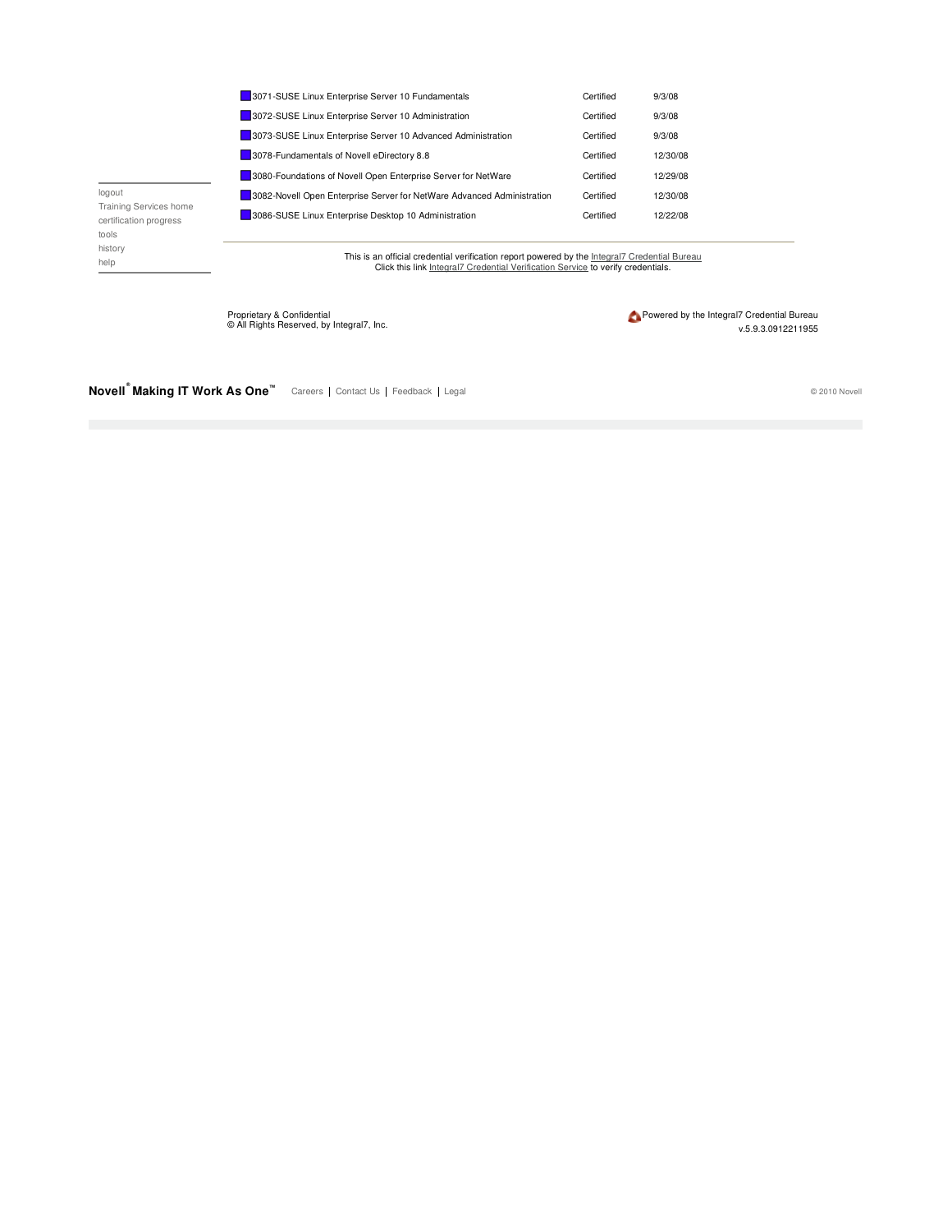| | | |
|---|---|---|
| 3071-SUSE Linux Enterprise Server 10 Fundamentals | Certified | 9/3/08 |
| 3072-SUSE Linux Enterprise Server 10 Administration | Certified | 9/3/08 |
| 3073-SUSE Linux Enterprise Server 10 Advanced Administration | Certified | 9/3/08 |
| 3078-Fundamentals of Novell eDirectory 8.8 | Certified | 12/30/08 |
| 3080-Foundations of Novell Open Enterprise Server for NetWare | Certified | 12/29/08 |
| 3082-Novell Open Enterprise Server for NetWare Advanced Administration | Certified | 12/30/08 |
| 3086-SUSE Linux Enterprise Desktop 10 Administration | Certified | 12/22/08 |

logout
Training Services home
certification progress
tools
history
help

This is an official credential verification report powered by the Integral7 Credential Bureau
Click this link Integral7 Credential Verification Service to verify credentials.

Proprietary & Confidential
© All Rights Reserved, by Integral7, Inc.

Powered by the Integral7 Credential Bureau
v.5.9.3.0912211955

**Novell® Making IT Work As One™** Careers | Contact Us | Feedback | Legal

© 2010 Novell